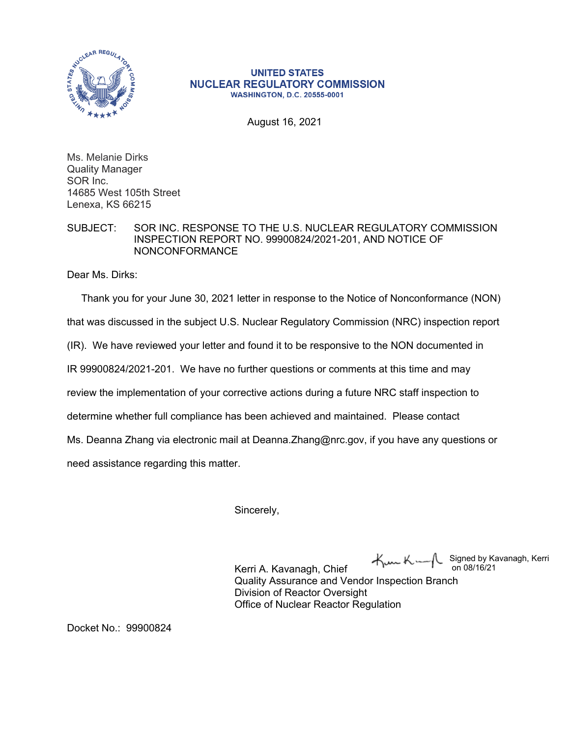UNITED STATES
NUCLEAR REGULATORY COMMISSION
WASHINGTON, D.C. 20555-0001

August 16, 2021

Ms. Melanie Dirks
Quality Manager
SOR Inc.
14685 West 105th Street
Lenexa, KS 66215

SUBJECT: SOR INC. RESPONSE TO THE U.S. NUCLEAR REGULATORY COMMISSION INSPECTION REPORT NO. 99900824/2021-201, AND NOTICE OF NONCONFORMANCE

Dear Ms. Dirks:

Thank you for your June 30, 2021 letter in response to the Notice of Nonconformance (NON) that was discussed in the subject U.S. Nuclear Regulatory Commission (NRC) inspection report (IR). We have reviewed your letter and found it to be responsive to the NON documented in IR 99900824/2021-201. We have no further questions or comments at this time and may review the implementation of your corrective actions during a future NRC staff inspection to determine whether full compliance has been achieved and maintained. Please contact Ms. Deanna Zhang via electronic mail at Deanna.Zhang@nrc.gov, if you have any questions or need assistance regarding this matter.

Sincerely,

Signed by Kavanagh, Kerri on 08/16/21

Kerri A. Kavanagh, Chief
Quality Assurance and Vendor Inspection Branch
Division of Reactor Oversight
Office of Nuclear Reactor Regulation

Docket No.: 99900824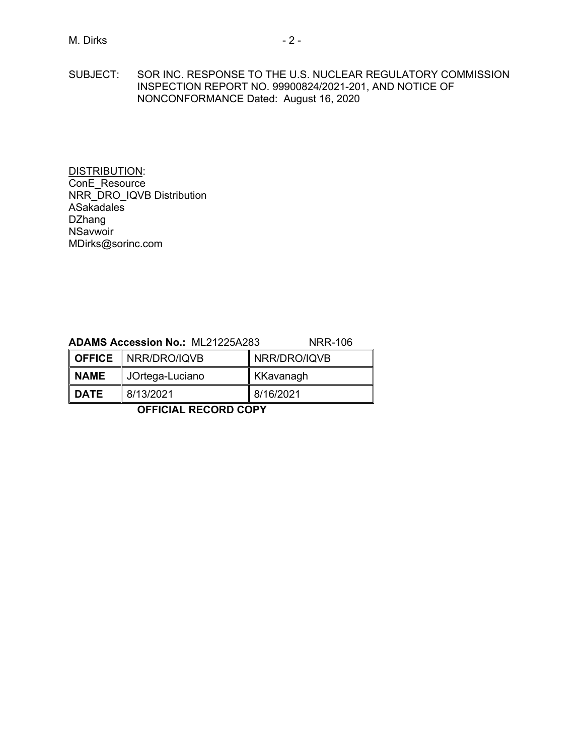SUBJECT: SOR INC. RESPONSE TO THE U.S. NUCLEAR REGULATORY COMMISSION INSPECTION REPORT NO. 99900824/2021-201, AND NOTICE OF NONCONFORMANCE Dated: August 16, 2020

DISTRIBUTION:
ConE_Resource
NRR_DRO_IQVB Distribution
ASakadales
DZhang
NSavwoir
MDirks@sorinc.com

**ADAMS Accession No.:** ML21225A283 NRR-106

| **OFFICE** | NRR/DRO/IQVB | NRR/DRO/IQVB |
|---|---|---|
| **NAME** | JOrtega-Luciano | KKavanagh |
| **DATE** | 8/13/2021 | 8/16/2021 |

**OFFICIAL RECORD COPY**